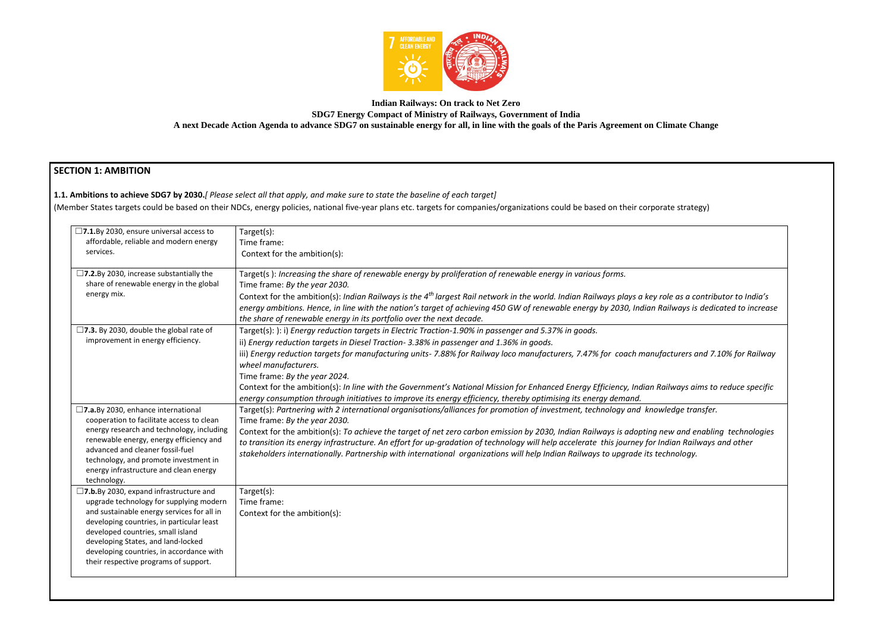**Indian Railways: On track to Net Zero**

**SDG7 Energy Compact of Ministry of Railways, Government of India**

**A next Decade Action Agenda to advance SDG7 on sustainable energy for all, in line with the goals of the Paris Agreement on Climate Change**

## SECTION 1: AMBITION

**1.1. Ambitions to achieve SDG7 by 2030.***[ Please select all that apply, and make sure to state the baseline of each target]*

(Member States targets could be based on their NDCs, energy policies, national five-year plans etc. targets for companies/organizations could be based on their corporate strategy)

| | |
|---|---|
| ☐**7.1.**By 2030, ensure universal access to affordable, reliable and modern energy services. | Target(s):<br>Time frame:<br>Context for the ambition(s): |
| ☐**7.2.**By 2030, increase substantially the share of renewable energy in the global energy mix. | Target(s ): *Increasing the share of renewable energy by proliferation of renewable energy in various forms.*<br>Time frame: *By the year 2030.*<br>Context for the ambition(s): *Indian Railways is the 4th largest Rail network in the world. Indian Railways plays a key role as a contributor to India's energy ambitions. Hence, in line with the nation's target of achieving 450 GW of renewable energy by 2030, Indian Railways is dedicated to increase the share of renewable energy in its portfolio over the next decade.* |
| ☐**7.3.** By 2030, double the global rate of improvement in energy efficiency. | Target(s): ): i) *Energy reduction targets in Electric Traction-1.90% in passenger and 5.37% in goods.*<br>ii) *Energy reduction targets in Diesel Traction- 3.38% in passenger and 1.36% in goods.*<br>iii) *Energy reduction targets for manufacturing units- 7.88% for Railway loco manufacturers, 7.47% for coach manufacturers and 7.10% for Railway wheel manufacturers.*<br>Time frame: *By the year 2024.*<br>Context for the ambition(s): *In line with the Government's National Mission for Enhanced Energy Efficiency, Indian Railways aims to reduce specific energy consumption through initiatives to improve its energy efficiency, thereby optimising its energy demand.* |
| ☐**7.a.**By 2030, enhance international cooperation to facilitate access to clean energy research and technology, including renewable energy, energy efficiency and advanced and cleaner fossil-fuel technology, and promote investment in energy infrastructure and clean energy technology. | Target(s): *Partnering with 2 international organisations/alliances for promotion of investment, technology and knowledge transfer.*<br>Time frame: *By the year 2030.*<br>Context for the ambition(s): *To achieve the target of net zero carbon emission by 2030, Indian Railways is adopting new and enabling technologies to transition its energy infrastructure. An effort for up-gradation of technology will help accelerate this journey for Indian Railways and other stakeholders internationally. Partnership with international organizations will help Indian Railways to upgrade its technology.* |
| ☐**7.b.**By 2030, expand infrastructure and upgrade technology for supplying modern and sustainable energy services for all in developing countries, in particular least developed countries, small island developing States, and land-locked developing countries, in accordance with their respective programs of support. | Target(s):<br>Time frame:<br>Context for the ambition(s): |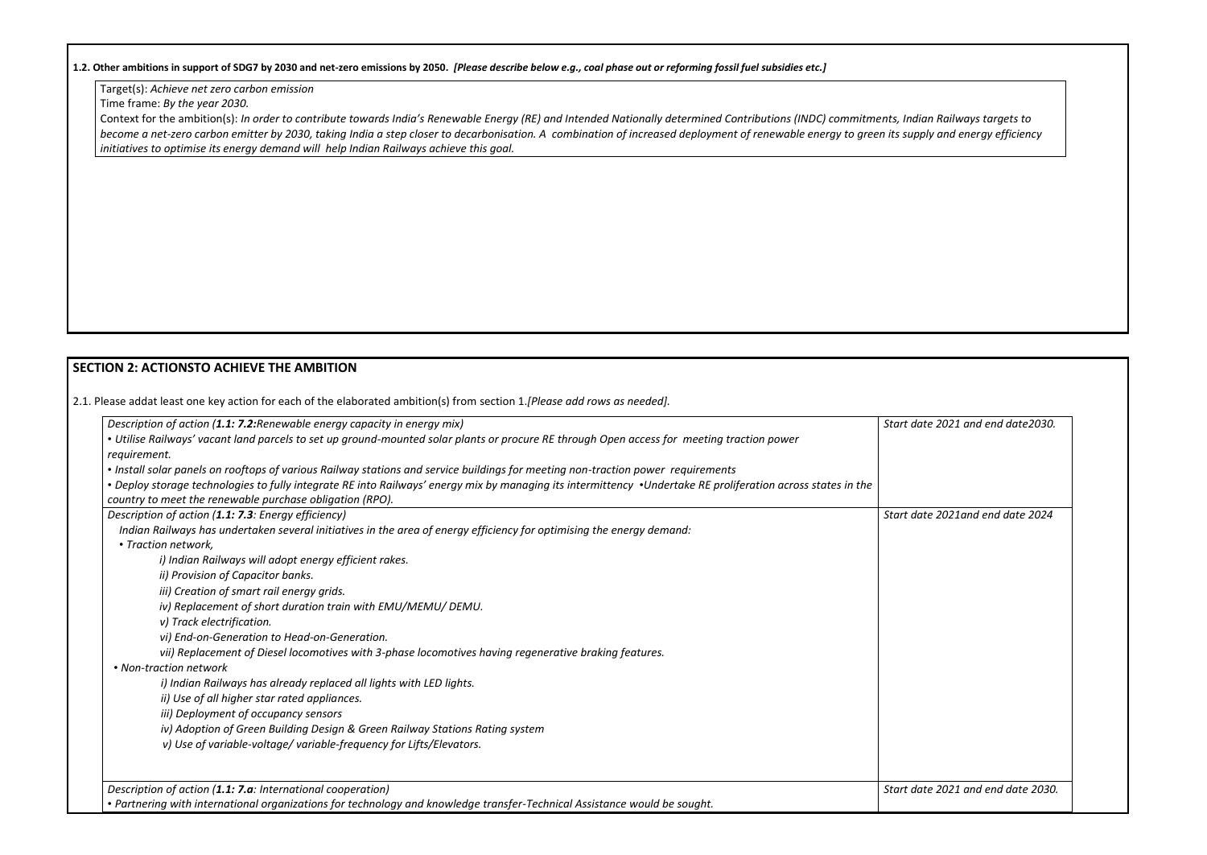**1.2. Other ambitions in support of SDG7 by 2030 and net-zero emissions by 2050.** ***[Please describe below e.g., coal phase out or reforming fossil fuel subsidies etc.]***

Target(s): *Achieve net zero carbon emission*

Time frame: *By the year 2030.*

Context for the ambition(s): *In order to contribute towards India's Renewable Energy (RE) and Intended Nationally determined Contributions (INDC) commitments, Indian Railways targets to become a net-zero carbon emitter by 2030, taking India a step closer to decarbonisation. A combination of increased deployment of renewable energy to green its supply and energy efficiency initiatives to optimise its energy demand will help Indian Railways achieve this goal.*

## SECTION 2: ACTIONSTO ACHIEVE THE AMBITION

2.1. Please addat least one key action for each of the elaborated ambition(s) from section 1.*[Please add rows as needed].*

| Description of action | Timeline |
|---|---|
| *Description of action (**1.1: 7.2:**Renewable energy capacity in energy mix)*<br>*• Utilise Railways' vacant land parcels to set up ground-mounted solar plants or procure RE through Open access for meeting traction power requirement.*<br>*• Install solar panels on rooftops of various Railway stations and service buildings for meeting non-traction power requirements*<br>*• Deploy storage technologies to fully integrate RE into Railways' energy mix by managing its intermittency •Undertake RE proliferation across states in the country to meet the renewable purchase obligation (RPO).* | *Start date 2021 and end date2030.* |
| *Description of action (**1.1: 7.3**: Energy efficiency)*<br>*Indian Railways has undertaken several initiatives in the area of energy efficiency for optimising the energy demand:*<br>*• Traction network,*<br>*i) Indian Railways will adopt energy efficient rakes.*<br>*ii) Provision of Capacitor banks.*<br>*iii) Creation of smart rail energy grids.*<br>*iv) Replacement of short duration train with EMU/MEMU/ DEMU.*<br>*v) Track electrification.*<br>*vi) End-on-Generation to Head-on-Generation.*<br>*vii) Replacement of Diesel locomotives with 3-phase locomotives having regenerative braking features.*<br>*• Non-traction network*<br>*i) Indian Railways has already replaced all lights with LED lights.*<br>*ii) Use of all higher star rated appliances.*<br>*iii) Deployment of occupancy sensors*<br>*iv) Adoption of Green Building Design & Green Railway Stations Rating system*<br>*v) Use of variable-voltage/ variable-frequency for Lifts/Elevators.* | *Start date 2021and end date 2024* |
| *Description of action (**1.1: 7.a**: International cooperation)*<br>*• Partnering with international organizations for technology and knowledge transfer-Technical Assistance would be sought.* | *Start date 2021 and end date 2030.* |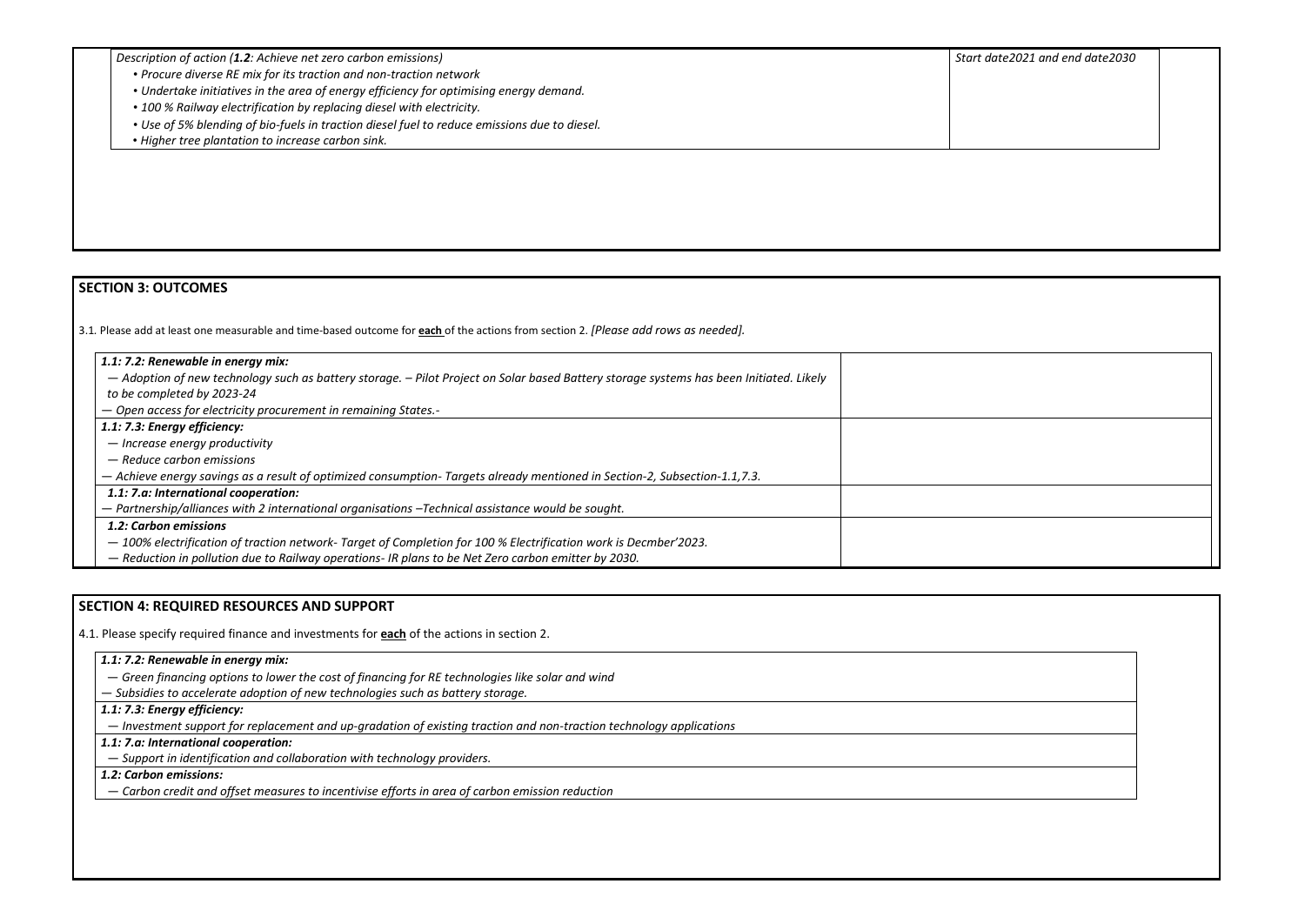| *Description of action (**1.2**: Achieve net zero carbon emissions)*<br>*• Procure diverse RE mix for its traction and non-traction network*<br>*• Undertake initiatives in the area of energy efficiency for optimising energy demand.*<br>*• 100 % Railway electrification by replacing diesel with electricity.*<br>*• Use of 5% blending of bio-fuels in traction diesel fuel to reduce emissions due to diesel.*<br>*• Higher tree plantation to increase carbon sink.* | *Start date2021 and end date2030* |
|---|---|

## SECTION 3: OUTCOMES

3.1. Please add at least one measurable and time-based outcome for **each** of the actions from section 2. *[Please add rows as needed].*

| | |
|---|---|
| ***1.1: 7.2: Renewable in energy mix:***<br>*— Adoption of new technology such as battery storage. – Pilot Project on Solar based Battery storage systems has been Initiated. Likely to be completed by 2023-24*<br>*— Open access for electricity procurement in remaining States.-* | |
| ***1.1: 7.3: Energy efficiency:***<br>*— Increase energy productivity*<br>*— Reduce carbon emissions*<br>*— Achieve energy savings as a result of optimized consumption- Targets already mentioned in Section-2, Subsection-1.1,7.3.* | |
| ***1.1: 7.a: International cooperation:***<br>*— Partnership/alliances with 2 international organisations –Technical assistance would be sought.* | |
| ***1.2: Carbon emissions***<br>*— 100% electrification of traction network- Target of Completion for 100 % Electrification work is Decmber'2023.*<br>*— Reduction in pollution due to Railway operations- IR plans to be Net Zero carbon emitter by 2030.* | |

## SECTION 4: REQUIRED RESOURCES AND SUPPORT

4.1. Please specify required finance and investments for **each** of the actions in section 2.

| |
|---|
| ***1.1: 7.2: Renewable in energy mix:***<br>*— Green financing options to lower the cost of financing for RE technologies like solar and wind*<br>*— Subsidies to accelerate adoption of new technologies such as battery storage.* |
| ***1.1: 7.3: Energy efficiency:***<br>*— Investment support for replacement and up-gradation of existing traction and non-traction technology applications* |
| ***1.1: 7.a: International cooperation:***<br>*— Support in identification and collaboration with technology providers.* |
| ***1.2: Carbon emissions:***<br>*— Carbon credit and offset measures to incentivise efforts in area of carbon emission reduction* |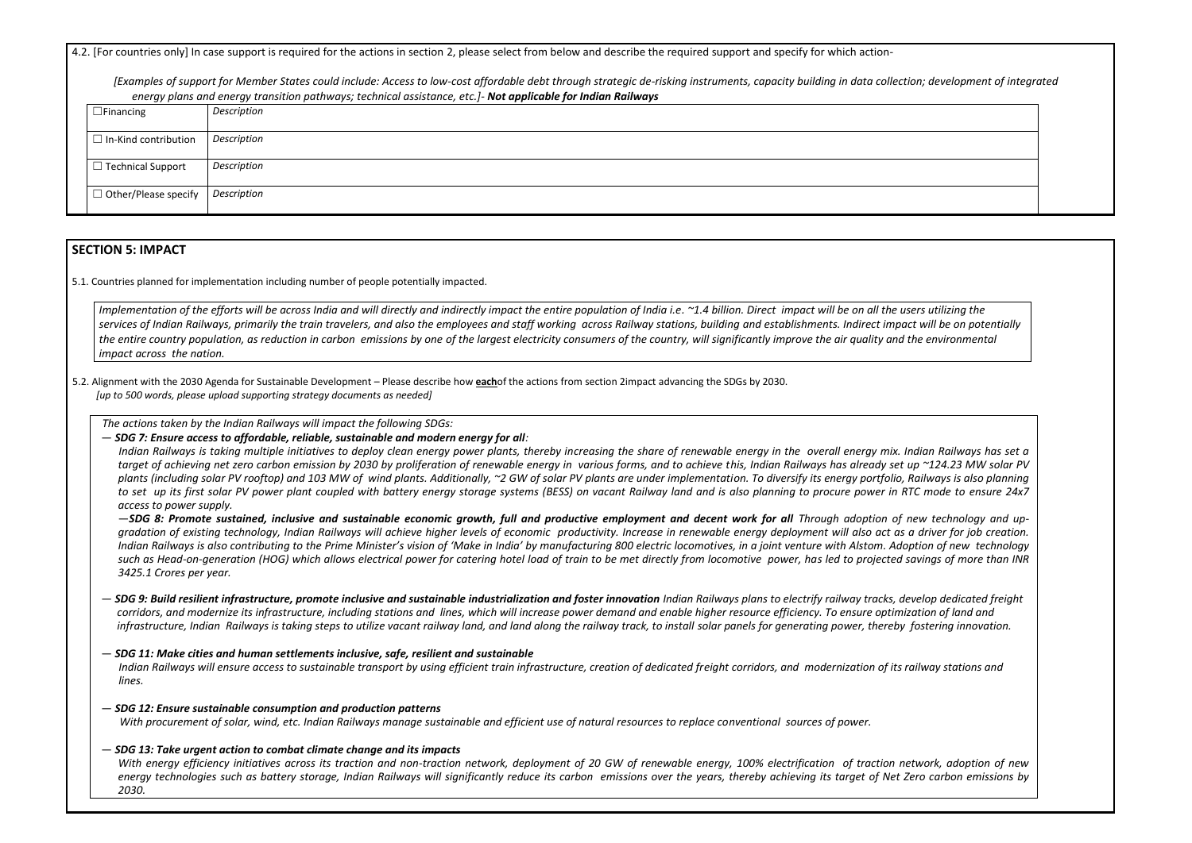4.2. [For countries only] In case support is required for the actions in section 2, please select from below and describe the required support and specify for which action-

*[Examples of support for Member States could include: Access to low-cost affordable debt through strategic de-risking instruments, capacity building in data collection; development of integrated energy plans and energy transition pathways; technical assistance, etc.]- **Not applicable for Indian Railways***

| | |
|---|---|
| ☐Financing | *Description* |
| ☐ In-Kind contribution | *Description* |
| ☐ Technical Support | *Description* |
| ☐ Other/Please specify | *Description* |

## SECTION 5: IMPACT

5.1. Countries planned for implementation including number of people potentially impacted.

*Implementation of the efforts will be across India and will directly and indirectly impact the entire population of India i.e. ~1.4 billion. Direct impact will be on all the users utilizing the services of Indian Railways, primarily the train travelers, and also the employees and staff working across Railway stations, building and establishments. Indirect impact will be on potentially the entire country population, as reduction in carbon emissions by one of the largest electricity consumers of the country, will significantly improve the air quality and the environmental impact across the nation.*

5.2. Alignment with the 2030 Agenda for Sustainable Development – Please describe how **each**of the actions from section 2impact advancing the SDGs by 2030.
*[up to 500 words, please upload supporting strategy documents as needed]*

*The actions taken by the Indian Railways will impact the following SDGs:*

— ***SDG 7: Ensure access to affordable, reliable, sustainable and modern energy for all**:*
*Indian Railways is taking multiple initiatives to deploy clean energy power plants, thereby increasing the share of renewable energy in the overall energy mix. Indian Railways has set a target of achieving net zero carbon emission by 2030 by proliferation of renewable energy in various forms, and to achieve this, Indian Railways has already set up ~124.23 MW solar PV plants (including solar PV rooftop) and 103 MW of wind plants. Additionally, ~2 GW of solar PV plants are under implementation. To diversify its energy portfolio, Railways is also planning to set up its first solar PV power plant coupled with battery energy storage systems (BESS) on vacant Railway land and is also planning to procure power in RTC mode to ensure 24x7 access to power supply.*

—***SDG 8: Promote sustained, inclusive and sustainable economic growth, full and productive employment and decent work for all*** *Through adoption of new technology and up-gradation of existing technology, Indian Railways will achieve higher levels of economic productivity. Increase in renewable energy deployment will also act as a driver for job creation. Indian Railways is also contributing to the Prime Minister's vision of 'Make in India' by manufacturing 800 electric locomotives, in a joint venture with Alstom. Adoption of new technology such as Head-on-generation (HOG) which allows electrical power for catering hotel load of train to be met directly from locomotive power, has led to projected savings of more than INR 3425.1 Crores per year.*

— ***SDG 9: Build resilient infrastructure, promote inclusive and sustainable industrialization and foster innovation*** *Indian Railways plans to electrify railway tracks, develop dedicated freight corridors, and modernize its infrastructure, including stations and lines, which will increase power demand and enable higher resource efficiency. To ensure optimization of land and infrastructure, Indian Railways is taking steps to utilize vacant railway land, and land along the railway track, to install solar panels for generating power, thereby fostering innovation.*

— ***SDG 11: Make cities and human settlements inclusive, safe, resilient and sustainable***
*Indian Railways will ensure access to sustainable transport by using efficient train infrastructure, creation of dedicated freight corridors, and modernization of its railway stations and lines.*

— ***SDG 12: Ensure sustainable consumption and production patterns***
*With procurement of solar, wind, etc. Indian Railways manage sustainable and efficient use of natural resources to replace conventional sources of power.*

— ***SDG 13: Take urgent action to combat climate change and its impacts***
*With energy efficiency initiatives across its traction and non-traction network, deployment of 20 GW of renewable energy, 100% electrification of traction network, adoption of new energy technologies such as battery storage, Indian Railways will significantly reduce its carbon emissions over the years, thereby achieving its target of Net Zero carbon emissions by 2030.*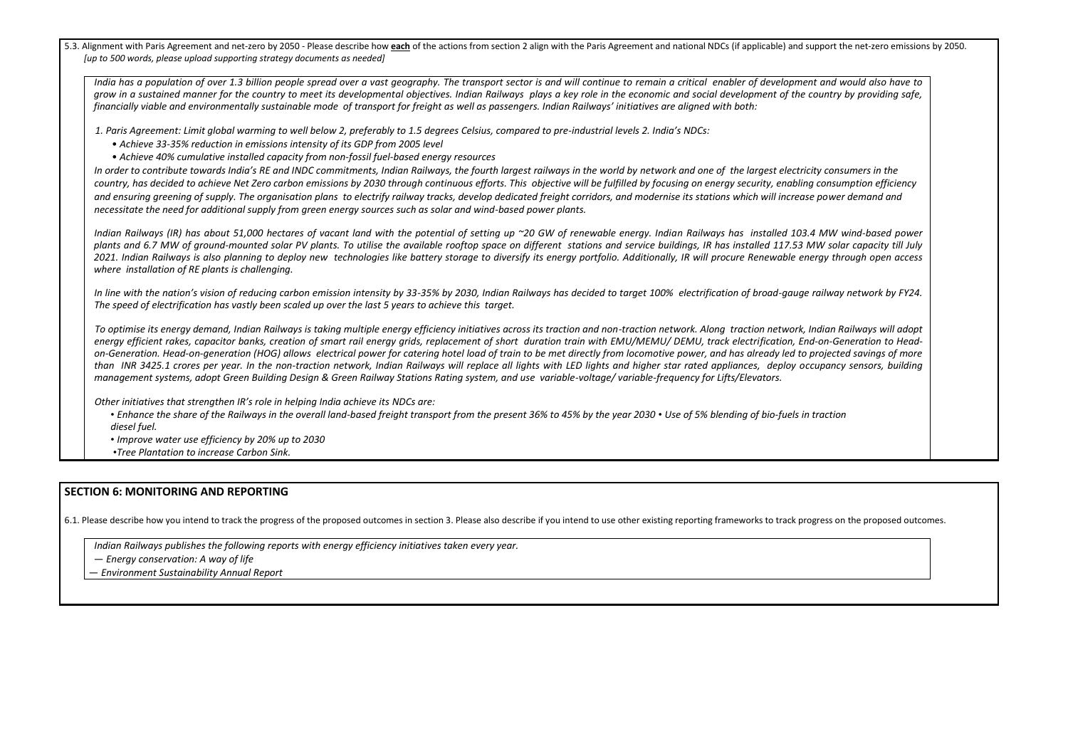5.3. Alignment with Paris Agreement and net-zero by 2050 - Please describe how **each** of the actions from section 2 align with the Paris Agreement and national NDCs (if applicable) and support the net-zero emissions by 2050.
*[up to 500 words, please upload supporting strategy documents as needed]*

*India has a population of over 1.3 billion people spread over a vast geography. The transport sector is and will continue to remain a critical enabler of development and would also have to grow in a sustained manner for the country to meet its developmental objectives. Indian Railways plays a key role in the economic and social development of the country by providing safe, financially viable and environmentally sustainable mode of transport for freight as well as passengers. Indian Railways' initiatives are aligned with both:*

*1. Paris Agreement: Limit global warming to well below 2, preferably to 1.5 degrees Celsius, compared to pre-industrial levels 2. India's NDCs:*

- *Achieve 33-35% reduction in emissions intensity of its GDP from 2005 level*
- *Achieve 40% cumulative installed capacity from non-fossil fuel-based energy resources*

*In order to contribute towards India's RE and INDC commitments, Indian Railways, the fourth largest railways in the world by network and one of the largest electricity consumers in the country, has decided to achieve Net Zero carbon emissions by 2030 through continuous efforts. This objective will be fulfilled by focusing on energy security, enabling consumption efficiency and ensuring greening of supply. The organisation plans to electrify railway tracks, develop dedicated freight corridors, and modernise its stations which will increase power demand and necessitate the need for additional supply from green energy sources such as solar and wind-based power plants.*

*Indian Railways (IR) has about 51,000 hectares of vacant land with the potential of setting up ~20 GW of renewable energy. Indian Railways has installed 103.4 MW wind-based power plants and 6.7 MW of ground-mounted solar PV plants. To utilise the available rooftop space on different stations and service buildings, IR has installed 117.53 MW solar capacity till July 2021. Indian Railways is also planning to deploy new technologies like battery storage to diversify its energy portfolio. Additionally, IR will procure Renewable energy through open access where installation of RE plants is challenging.*

*In line with the nation's vision of reducing carbon emission intensity by 33-35% by 2030, Indian Railways has decided to target 100% electrification of broad-gauge railway network by FY24. The speed of electrification has vastly been scaled up over the last 5 years to achieve this target.*

*To optimise its energy demand, Indian Railways is taking multiple energy efficiency initiatives across its traction and non-traction network. Along traction network, Indian Railways will adopt energy efficient rakes, capacitor banks, creation of smart rail energy grids, replacement of short duration train with EMU/MEMU/ DEMU, track electrification, End-on-Generation to Head-on-Generation. Head-on-generation (HOG) allows electrical power for catering hotel load of train to be met directly from locomotive power, and has already led to projected savings of more than INR 3425.1 crores per year. In the non-traction network, Indian Railways will replace all lights with LED lights and higher star rated appliances, deploy occupancy sensors, building management systems, adopt Green Building Design & Green Railway Stations Rating system, and use variable-voltage/ variable-frequency for Lifts/Elevators.*

*Other initiatives that strengthen IR's role in helping India achieve its NDCs are:*

- *Enhance the share of the Railways in the overall land-based freight transport from the present 36% to 45% by the year 2030 • Use of 5% blending of bio-fuels in traction diesel fuel.*
- *Improve water use efficiency by 20% up to 2030*
- *Tree Plantation to increase Carbon Sink.*

## SECTION 6: MONITORING AND REPORTING

6.1. Please describe how you intend to track the progress of the proposed outcomes in section 3. Please also describe if you intend to use other existing reporting frameworks to track progress on the proposed outcomes.

*Indian Railways publishes the following reports with energy efficiency initiatives taken every year.*

*— Energy conservation: A way of life*

*— Environment Sustainability Annual Report*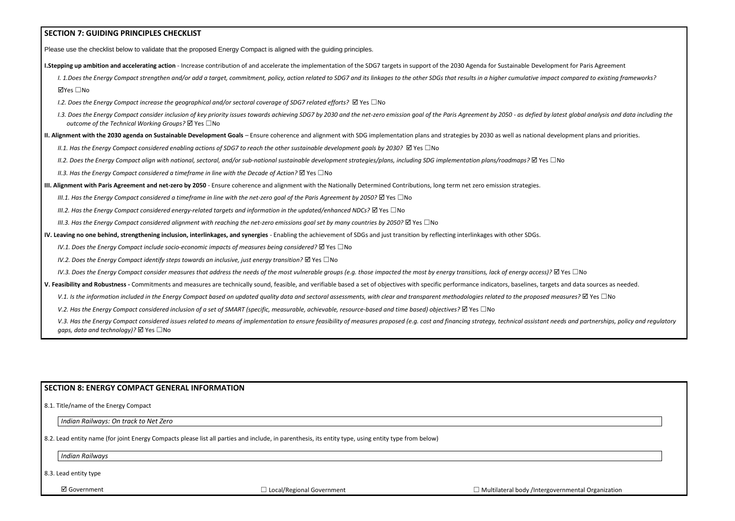## SECTION 7: GUIDING PRINCIPLES CHECKLIST

Please use the checklist below to validate that the proposed Energy Compact is aligned with the guiding principles.

**I.Stepping up ambition and accelerating action** - Increase contribution of and accelerate the implementation of the SDG7 targets in support of the 2030 Agenda for Sustainable Development for Paris Agreement

*I. 1.Does the Energy Compact strengthen and/or add a target, commitment, policy, action related to SDG7 and its linkages to the other SDGs that results in a higher cumulative impact compared to existing frameworks?*

☑Yes ☐No

*I.2. Does the Energy Compact increase the geographical and/or sectoral coverage of SDG7 related efforts?* ☑ Yes ☐No

*I.3. Does the Energy Compact consider inclusion of key priority issues towards achieving SDG7 by 2030 and the net-zero emission goal of the Paris Agreement by 2050 - as defied by latest global analysis and data including the outcome of the Technical Working Groups?* ☑ Yes ☐No

**II. Alignment with the 2030 agenda on Sustainable Development Goals** – Ensure coherence and alignment with SDG implementation plans and strategies by 2030 as well as national development plans and priorities.

*II.1. Has the Energy Compact considered enabling actions of SDG7 to reach the other sustainable development goals by 2030?* ☑ Yes ☐No

*II.2. Does the Energy Compact align with national, sectoral, and/or sub-national sustainable development strategies/plans, including SDG implementation plans/roadmaps?* ☑ Yes ☐No

*II.3. Has the Energy Compact considered a timeframe in line with the Decade of Action?* ☑ Yes ☐No

**III. Alignment with Paris Agreement and net-zero by 2050** - Ensure coherence and alignment with the Nationally Determined Contributions, long term net zero emission strategies.

*III.1. Has the Energy Compact considered a timeframe in line with the net-zero goal of the Paris Agreement by 2050?* ☑ Yes ☐No

*III.2. Has the Energy Compact considered energy-related targets and information in the updated/enhanced NDCs?* ☑ Yes ☐No

*III.3. Has the Energy Compact considered alignment with reaching the net-zero emissions goal set by many countries by 2050?* ☑ Yes ☐No

**IV. Leaving no one behind, strengthening inclusion, interlinkages, and synergies** - Enabling the achievement of SDGs and just transition by reflecting interlinkages with other SDGs.

*IV.1. Does the Energy Compact include socio-economic impacts of measures being considered?* ☑ Yes ☐No

*IV.2. Does the Energy Compact identify steps towards an inclusive, just energy transition?* ☑ Yes ☐No

*IV.3. Does the Energy Compact consider measures that address the needs of the most vulnerable groups (e.g. those impacted the most by energy transitions, lack of energy access)?* ☑ Yes ☐No

**V. Feasibility and Robustness -** Commitments and measures are technically sound, feasible, and verifiable based a set of objectives with specific performance indicators, baselines, targets and data sources as needed.

*V.1. Is the information included in the Energy Compact based on updated quality data and sectoral assessments, with clear and transparent methodologies related to the proposed measures?* ☑ Yes ☐No

*V.2. Has the Energy Compact considered inclusion of a set of SMART (specific, measurable, achievable, resource-based and time based) objectives?* ☑ Yes ☐No

*V.3. Has the Energy Compact considered issues related to means of implementation to ensure feasibility of measures proposed (e.g. cost and financing strategy, technical assistant needs and partnerships, policy and regulatory gaps, data and technology)?* ☑ Yes ☐No

## SECTION 8: ENERGY COMPACT GENERAL INFORMATION

8.1. Title/name of the Energy Compact

*Indian Railways: On track to Net Zero*

8.2. Lead entity name (for joint Energy Compacts please list all parties and include, in parenthesis, its entity type, using entity type from below)

*Indian Railways*

8.3. Lead entity type

☑ Government ☐ Local/Regional Government ☐ Multilateral body /Intergovernmental Organization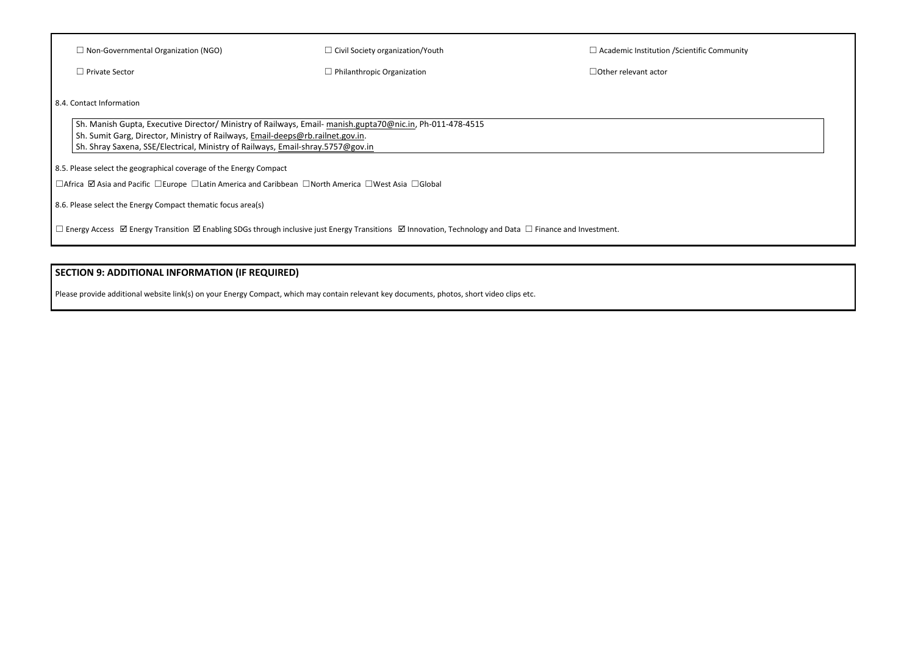☐ Non-Governmental Organization (NGO) ☐ Civil Society organization/Youth ☐ Academic Institution /Scientific Community

☐ Private Sector ☐ Philanthropic Organization ☐Other relevant actor

8.4. Contact Information

Sh. Manish Gupta, Executive Director/ Ministry of Railways, Email- manish.gupta70@nic.in, Ph-011-478-4515
Sh. Sumit Garg, Director, Ministry of Railways, Email-deeps@rb.railnet.gov.in.
Sh. Shray Saxena, SSE/Electrical, Ministry of Railways, Email-shray.5757@gov.in

8.5. Please select the geographical coverage of the Energy Compact

☐Africa ☑ Asia and Pacific ☐Europe ☐Latin America and Caribbean ☐North America ☐West Asia ☐Global

8.6. Please select the Energy Compact thematic focus area(s)

☐ Energy Access ☑ Energy Transition ☑ Enabling SDGs through inclusive just Energy Transitions ☑ Innovation, Technology and Data ☐ Finance and Investment.

## SECTION 9: ADDITIONAL INFORMATION (IF REQUIRED)

Please provide additional website link(s) on your Energy Compact, which may contain relevant key documents, photos, short video clips etc.